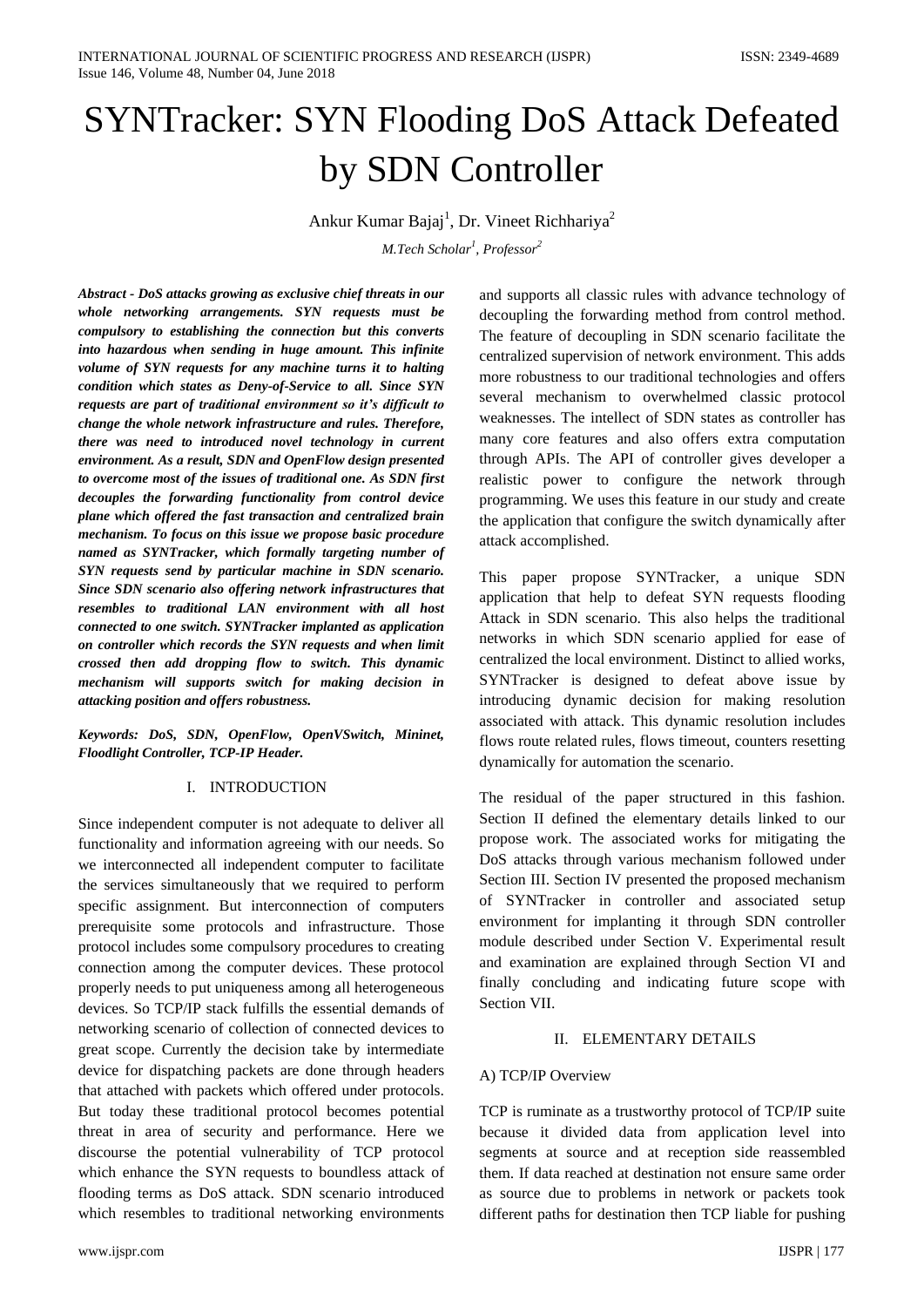# SYNTracker: SYN Flooding DoS Attack Defeated by SDN Controller

Ankur Kumar Bajaj[1], Dr. Vineet Richhariya[2]

*M.Tech Scholar[1], Professor[2]*

***Abstract - DoS attacks growing as exclusive chief threats in our whole networking arrangements. SYN requests must be compulsory to establishing the connection but this converts into hazardous when sending in huge amount. This infinite volume of SYN requests for any machine turns it to halting condition which states as Deny-of-Service to all. Since SYN requests are part of traditional environment so it's difficult to change the whole network infrastructure and rules. Therefore, there was need to introduced novel technology in current environment. As a result, SDN and OpenFlow design presented to overcome most of the issues of traditional one. As SDN first decouples the forwarding functionality from control device plane which offered the fast transaction and centralized brain mechanism. To focus on this issue we propose basic procedure named as SYNTracker, which formally targeting number of SYN requests send by particular machine in SDN scenario. Since SDN scenario also offering network infrastructures that resembles to traditional LAN environment with all host connected to one switch. SYNTracker implanted as application on controller which records the SYN requests and when limit crossed then add dropping flow to switch. This dynamic mechanism will supports switch for making decision in attacking position and offers robustness.***

***Keywords: DoS, SDN, OpenFlow, OpenVSwitch, Mininet, Floodlight Controller, TCP-IP Header.***

## I. INTRODUCTION

Since independent computer is not adequate to deliver all functionality and information agreeing with our needs. So we interconnected all independent computer to facilitate the services simultaneously that we required to perform specific assignment. But interconnection of computers prerequisite some protocols and infrastructure. Those protocol includes some compulsory procedures to creating connection among the computer devices. These protocol properly needs to put uniqueness among all heterogeneous devices. So TCP/IP stack fulfills the essential demands of networking scenario of collection of connected devices to great scope. Currently the decision take by intermediate device for dispatching packets are done through headers that attached with packets which offered under protocols. But today these traditional protocol becomes potential threat in area of security and performance. Here we discourse the potential vulnerability of TCP protocol which enhance the SYN requests to boundless attack of flooding terms as DoS attack. SDN scenario introduced which resembles to traditional networking environments and supports all classic rules with advance technology of decoupling the forwarding method from control method. The feature of decoupling in SDN scenario facilitate the centralized supervision of network environment. This adds more robustness to our traditional technologies and offers several mechanism to overwhelmed classic protocol weaknesses. The intellect of SDN states as controller has many core features and also offers extra computation through APIs. The API of controller gives developer a realistic power to configure the network through programming. We uses this feature in our study and create the application that configure the switch dynamically after attack accomplished.

This paper propose SYNTracker, a unique SDN application that help to defeat SYN requests flooding Attack in SDN scenario. This also helps the traditional networks in which SDN scenario applied for ease of centralized the local environment. Distinct to allied works, SYNTracker is designed to defeat above issue by introducing dynamic decision for making resolution associated with attack. This dynamic resolution includes flows route related rules, flows timeout, counters resetting dynamically for automation the scenario.

The residual of the paper structured in this fashion. Section II defined the elementary details linked to our propose work. The associated works for mitigating the DoS attacks through various mechanism followed under Section III. Section IV presented the proposed mechanism of SYNTracker in controller and associated setup environment for implanting it through SDN controller module described under Section V. Experimental result and examination are explained through Section VI and finally concluding and indicating future scope with Section VII.

## II. ELEMENTARY DETAILS

### A) TCP/IP Overview

TCP is ruminate as a trustworthy protocol of TCP/IP suite because it divided data from application level into segments at source and at reception side reassembled them. If data reached at destination not ensure same order as source due to problems in network or packets took different paths for destination then TCP liable for pushing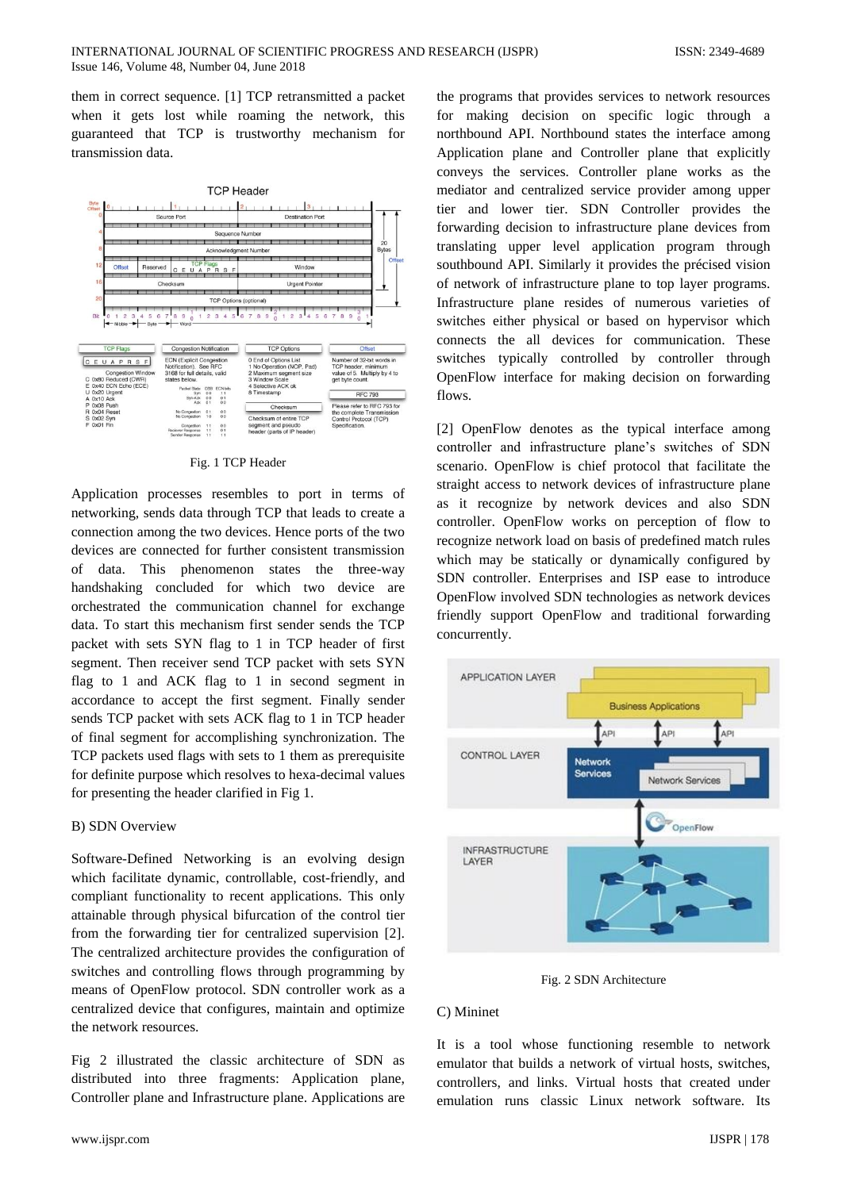them in correct sequence. [1] TCP retransmitted a packet when it gets lost while roaming the network, this guaranteed that TCP is trustworthy mechanism for transmission data.

Fig. 1 TCP Header

Application processes resembles to port in terms of networking, sends data through TCP that leads to create a connection among the two devices. Hence ports of the two devices are connected for further consistent transmission of data. This phenomenon states the three-way handshaking concluded for which two device are orchestrated the communication channel for exchange data. To start this mechanism first sender sends the TCP packet with sets SYN flag to 1 in TCP header of first segment. Then receiver send TCP packet with sets SYN flag to 1 and ACK flag to 1 in second segment in accordance to accept the first segment. Finally sender sends TCP packet with sets ACK flag to 1 in TCP header of final segment for accomplishing synchronization. The TCP packets used flags with sets to 1 them as prerequisite for definite purpose which resolves to hexa-decimal values for presenting the header clarified in Fig 1.

B) SDN Overview

Software-Defined Networking is an evolving design which facilitate dynamic, controllable, cost-friendly, and compliant functionality to recent applications. This only attainable through physical bifurcation of the control tier from the forwarding tier for centralized supervision [2]. The centralized architecture provides the configuration of switches and controlling flows through programming by means of OpenFlow protocol. SDN controller work as a centralized device that configures, maintain and optimize the network resources.

Fig 2 illustrated the classic architecture of SDN as distributed into three fragments: Application plane, Controller plane and Infrastructure plane. Applications are the programs that provides services to network resources for making decision on specific logic through a northbound API. Northbound states the interface among Application plane and Controller plane that explicitly conveys the services. Controller plane works as the mediator and centralized service provider among upper tier and lower tier. SDN Controller provides the forwarding decision to infrastructure plane devices from translating upper level application program through southbound API. Similarly it provides the précised vision of network of infrastructure plane to top layer programs. Infrastructure plane resides of numerous varieties of switches either physical or based on hypervisor which connects the all devices for communication. These switches typically controlled by controller through OpenFlow interface for making decision on forwarding flows.

[2] OpenFlow denotes as the typical interface among controller and infrastructure plane's switches of SDN scenario. OpenFlow is chief protocol that facilitate the straight access to network devices of infrastructure plane as it recognize by network devices and also SDN controller. OpenFlow works on perception of flow to recognize network load on basis of predefined match rules which may be statically or dynamically configured by SDN controller. Enterprises and ISP ease to introduce OpenFlow involved SDN technologies as network devices friendly support OpenFlow and traditional forwarding concurrently.

Fig. 2 SDN Architecture

C) Mininet

It is a tool whose functioning resemble to network emulator that builds a network of virtual hosts, switches, controllers, and links. Virtual hosts that created under emulation runs classic Linux network software. Its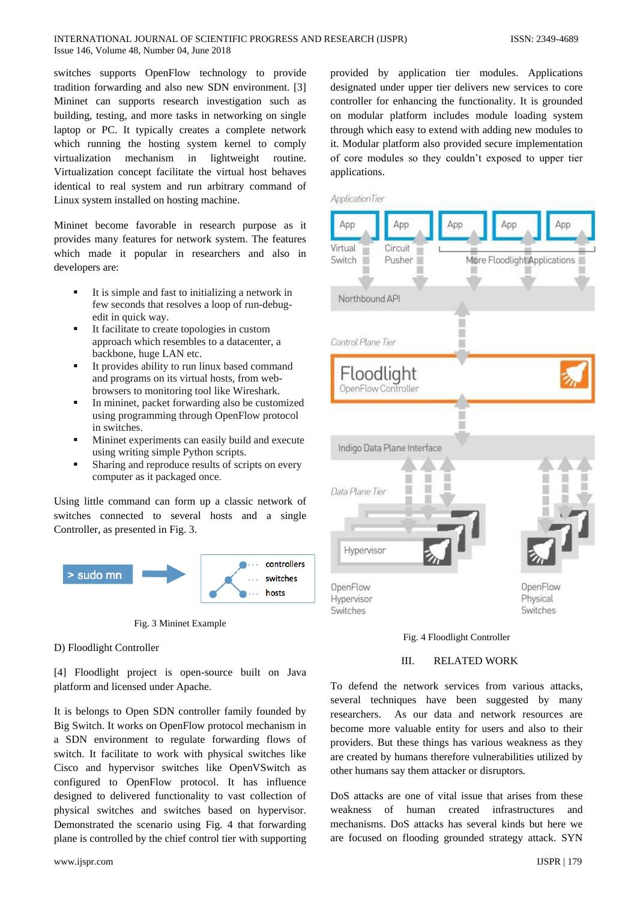switches supports OpenFlow technology to provide tradition forwarding and also new SDN environment. [3] Mininet can supports research investigation such as building, testing, and more tasks in networking on single laptop or PC. It typically creates a complete network which running the hosting system kernel to comply virtualization mechanism in lightweight routine. Virtualization concept facilitate the virtual host behaves identical to real system and run arbitrary command of Linux system installed on hosting machine.

Mininet become favorable in research purpose as it provides many features for network system. The features which made it popular in researchers and also in developers are:

- It is simple and fast to initializing a network in few seconds that resolves a loop of run-debug-edit in quick way.
- It to facilitate to create topologies in custom approach which resembles to a datacenter, a backbone, huge LAN etc.
- It provides ability to run linux based command and programs on its virtual hosts, from web-browsers to monitoring tool like Wireshark.
- In mininet, packet forwarding also be customized using programming through OpenFlow protocol in switches.
- Mininet experiments can easily build and execute using writing simple Python scripts.
- Sharing and reproduce results of scripts on every computer as it packaged once.

Using little command can form up a classic network of switches connected to several hosts and a single Controller, as presented in Fig. 3.

Fig. 3 Mininet Example

D) Floodlight Controller

[4] Floodlight project is open-source built on Java platform and licensed under Apache.

It is belongs to Open SDN controller family founded by Big Switch. It works on OpenFlow protocol mechanism in a SDN environment to regulate forwarding flows of switch. It facilitate to work with physical switches like Cisco and hypervisor switches like OpenVSwitch as configured to OpenFlow protocol. It has influence designed to delivered functionality to vast collection of physical switches and switches based on hypervisor. Demonstrated the scenario using Fig. 4 that forwarding plane is controlled by the chief control tier with supporting provided by application tier modules. Applications designated under upper tier delivers new services to core controller for enhancing the functionality. It is grounded on modular platform includes module loading system through which easy to extend with adding new modules to it. Modular platform also provided secure implementation of core modules so they couldn't exposed to upper tier applications.

Fig. 4 Floodlight Controller

## III. RELATED WORK

To defend the network services from various attacks, several techniques have been suggested by many researchers. As our data and network resources are become more valuable entity for users and also to their providers. But these things has various weakness as they are created by humans therefore vulnerabilities utilized by other humans say them attacker or disruptors.

DoS attacks are one of vital issue that arises from these weakness of human created infrastructures and mechanisms. DoS attacks has several kinds but here we are focused on flooding grounded strategy attack. SYN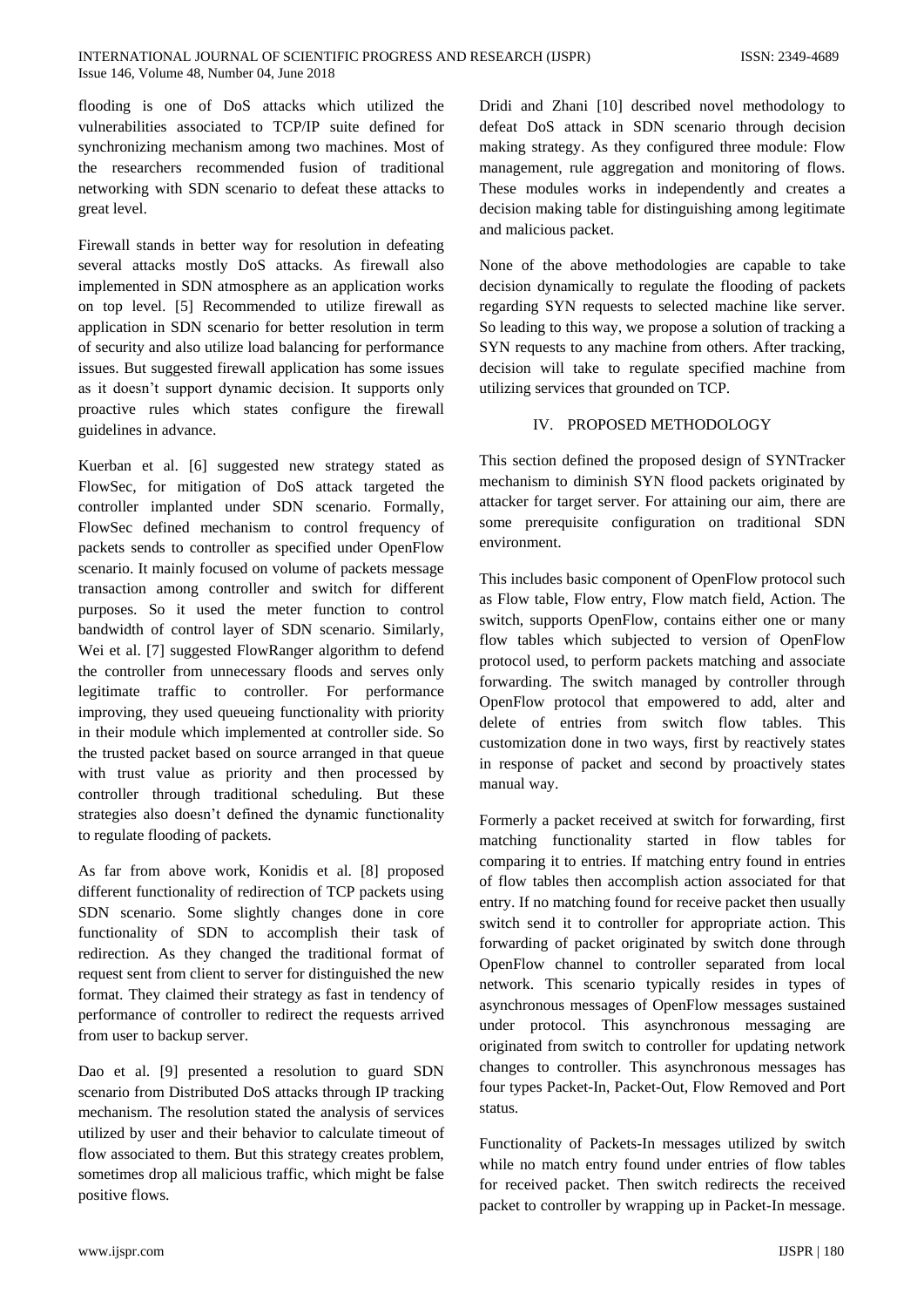flooding is one of DoS attacks which utilized the vulnerabilities associated to TCP/IP suite defined for synchronizing mechanism among two machines. Most of the researchers recommended fusion of traditional networking with SDN scenario to defeat these attacks to great level.

Firewall stands in better way for resolution in defeating several attacks mostly DoS attacks. As firewall also implemented in SDN atmosphere as an application works on top level. [5] Recommended to utilize firewall as application in SDN scenario for better resolution in term of security and also utilize load balancing for performance issues. But suggested firewall application has some issues as it doesn't support dynamic decision. It supports only proactive rules which states configure the firewall guidelines in advance.

Kuerban et al. [6] suggested new strategy stated as FlowSec, for mitigation of DoS attack targeted the controller implanted under SDN scenario. Formally, FlowSec defined mechanism to control frequency of packets sends to controller as specified under OpenFlow scenario. It mainly focused on volume of packets message transaction among controller and switch for different purposes. So it used the meter function to control bandwidth of control layer of SDN scenario. Similarly, Wei et al. [7] suggested FlowRanger algorithm to defend the controller from unnecessary floods and serves only legitimate traffic to controller. For performance improving, they used queueing functionality with priority in their module which implemented at controller side. So the trusted packet based on source arranged in that queue with trust value as priority and then processed by controller through traditional scheduling. But these strategies also doesn't defined the dynamic functionality to regulate flooding of packets.

As far from above work, Konidis et al. [8] proposed different functionality of redirection of TCP packets using SDN scenario. Some slightly changes done in core functionality of SDN to accomplish their task of redirection. As they changed the traditional format of request sent from client to server for distinguished the new format. They claimed their strategy as fast in tendency of performance of controller to redirect the requests arrived from user to backup server.

Dao et al. [9] presented a resolution to guard SDN scenario from Distributed DoS attacks through IP tracking mechanism. The resolution stated the analysis of services utilized by user and their behavior to calculate timeout of flow associated to them. But this strategy creates problem, sometimes drop all malicious traffic, which might be false positive flows.

Dridi and Zhani [10] described novel methodology to defeat DoS attack in SDN scenario through decision making strategy. As they configured three module: Flow management, rule aggregation and monitoring of flows. These modules works in independently and creates a decision making table for distinguishing among legitimate and malicious packet.

None of the above methodologies are capable to take decision dynamically to regulate the flooding of packets regarding SYN requests to selected machine like server. So leading to this way, we propose a solution of tracking a SYN requests to any machine from others. After tracking, decision will take to regulate specified machine from utilizing services that grounded on TCP.

## IV. PROPOSED METHODOLOGY

This section defined the proposed design of SYNTracker mechanism to diminish SYN flood packets originated by attacker for target server. For attaining our aim, there are some prerequisite configuration on traditional SDN environment.

This includes basic component of OpenFlow protocol such as Flow table, Flow entry, Flow match field, Action. The switch, supports OpenFlow, contains either one or many flow tables which subjected to version of OpenFlow protocol used, to perform packets matching and associate forwarding. The switch managed by controller through OpenFlow protocol that empowered to add, alter and delete of entries from switch flow tables. This customization done in two ways, first by reactively states in response of packet and second by proactively states manual way.

Formerly a packet received at switch for forwarding, first matching functionality started in flow tables for comparing it to entries. If matching entry found in entries of flow tables then accomplish action associated for that entry. If no matching found for receive packet then usually switch send it to controller for appropriate action. This forwarding of packet originated by switch done through OpenFlow channel to controller separated from local network. This scenario typically resides in types of asynchronous messages of OpenFlow messages sustained under protocol. This asynchronous messaging are originated from switch to controller for updating network changes to controller. This asynchronous messages has four types Packet-In, Packet-Out, Flow Removed and Port status.

Functionality of Packets-In messages utilized by switch while no match entry found under entries of flow tables for received packet. Then switch redirects the received packet to controller by wrapping up in Packet-In message.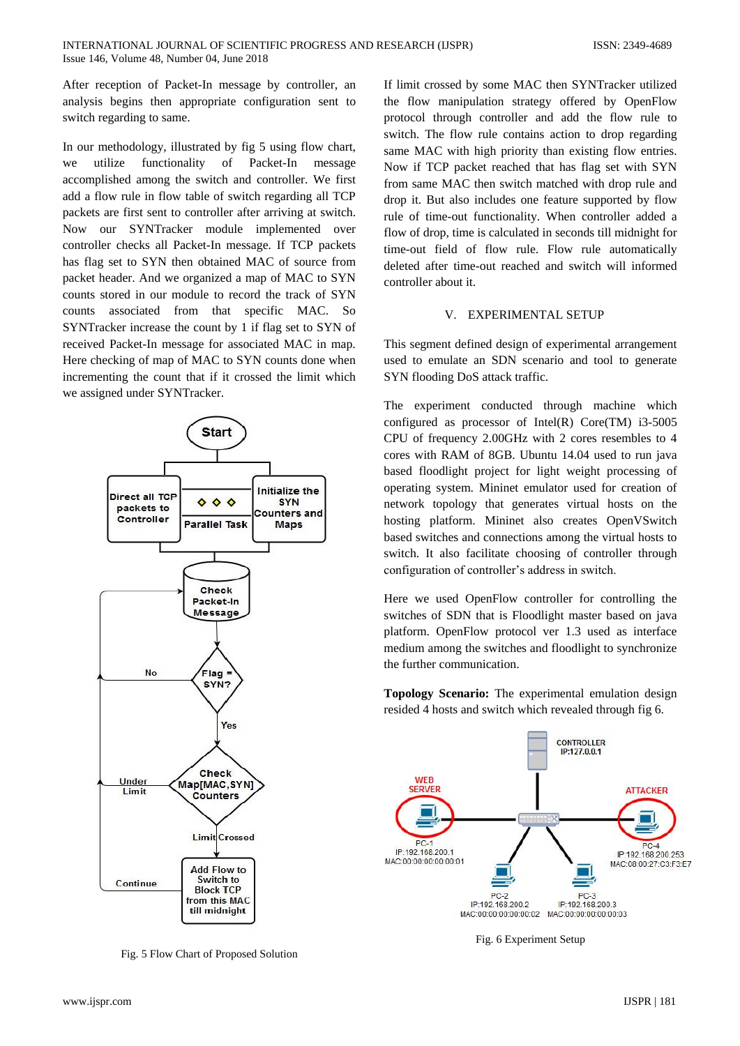After reception of Packet-In message by controller, an analysis begins then appropriate configuration sent to switch regarding to same.

In our methodology, illustrated by fig 5 using flow chart, we utilize functionality of Packet-In message accomplished among the switch and controller. We first add a flow rule in flow table of switch regarding all TCP packets are first sent to controller after arriving at switch. Now our SYNTracker module implemented over controller checks all Packet-In message. If TCP packets has flag set to SYN then obtained MAC of source from packet header. And we organized a map of MAC to SYN counts stored in our module to record the track of SYN counts associated from that specific MAC. So SYNTracker increase the count by 1 if flag set to SYN of received Packet-In message for associated MAC in map. Here checking of map of MAC to SYN counts done when incrementing the count that if it crossed the limit which we assigned under SYNTracker.

Fig. 5 Flow Chart of Proposed Solution

If limit crossed by some MAC then SYNTracker utilized the flow manipulation strategy offered by OpenFlow protocol through controller and add the flow rule to switch. The flow rule contains action to drop regarding same MAC with high priority than existing flow entries. Now if TCP packet reached that has flag set with SYN from same MAC then switch matched with drop rule and drop it. But also includes one feature supported by flow rule of time-out functionality. When controller added a flow of drop, time is calculated in seconds till midnight for time-out field of flow rule. Flow rule automatically deleted after time-out reached and switch will informed controller about it.

## V. EXPERIMENTAL SETUP

This segment defined design of experimental arrangement used to emulate an SDN scenario and tool to generate SYN flooding DoS attack traffic.

The experiment conducted through machine which configured as processor of Intel(R) Core(TM) i3-5005 CPU of frequency 2.00GHz with 2 cores resembles to 4 cores with RAM of 8GB. Ubuntu 14.04 used to run java based floodlight project for light weight processing of operating system. Mininet emulator used for creation of network topology that generates virtual hosts on the hosting platform. Mininet also creates OpenVSwitch based switches and connections among the virtual hosts to switch. It also facilitate choosing of controller through configuration of controller's address in switch.

Here we used OpenFlow controller for controlling the switches of SDN that is Floodlight master based on java platform. OpenFlow protocol ver 1.3 used as interface medium among the switches and floodlight to synchronize the further communication.

**Topology Scenario:** The experimental emulation design resided 4 hosts and switch which revealed through fig 6.

Fig. 6 Experiment Setup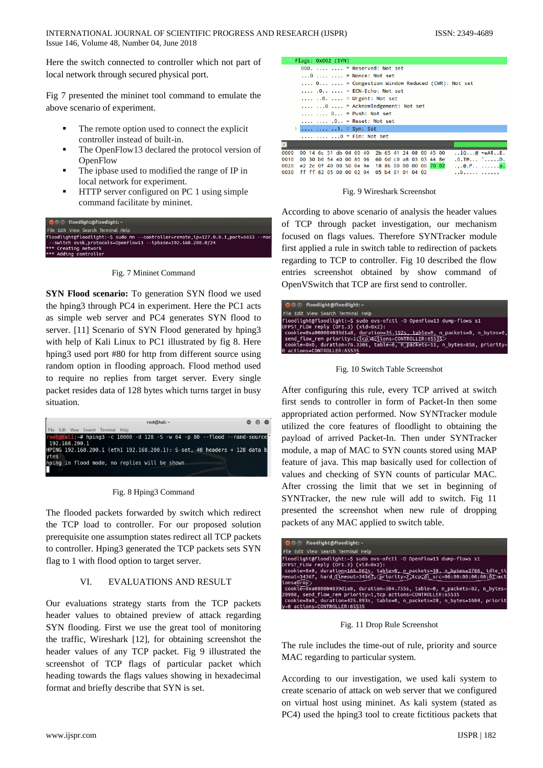Here the switch connected to controller which not part of local network through secured physical port.

Fig 7 presented the mininet tool command to emulate the above scenario of experiment.

- The remote option used to connect the explicit controller instead of built-in.
- The OpenFlow13 declared the protocol version of OpenFlow
- The ipbase used to modified the range of IP in local network for experiment.
- HTTP server configured on PC 1 using simple command facilitate by mininet.

Fig. 7 Mininet Command

**SYN Flood scenario:** To generation SYN flood we used the hping3 through PC4 in experiment. Here the PC1 acts as simple web server and PC4 generates SYN flood to server. [11] Scenario of SYN Flood generated by hping3 with help of Kali Linux to PC1 illustrated by fig 8. Here hping3 used port #80 for http from different source using random option in flooding approach. Flood method used to require no replies from target server. Every single packet resides data of 128 bytes which turns target in busy situation.

Fig. 8 Hping3 Command

The flooded packets forwarded by switch which redirect the TCP load to controller. For our proposed solution prerequisite one assumption states redirect all TCP packets to controller. Hping3 generated the TCP packets sets SYN flag to 1 with flood option to target server.

## VI. EVALUATIONS AND RESULT

Our evaluations strategy starts from the TCP packets header values to obtained preview of attack regarding SYN flooding. First we use the great tool of monitoring the traffic, Wireshark [12], for obtaining screenshot the header values of any TCP packet. Fig 9 illustrated the screenshot of TCP flags of particular packet which heading towards the flags values showing in hexadecimal format and briefly describe that SYN is set.

Fig. 9 Wireshark Screenshot

According to above scenario of analysis the header values of TCP through packet investigation, our mechanism focused on flags values. Therefore SYNTracker module first applied a rule in switch table to redirection of packets regarding to TCP to controller. Fig 10 described the flow entries screenshot obtained by show command of OpenVSwitch that TCP are first send to controller.

Fig. 10 Switch Table Screenshot

After configuring this rule, every TCP arrived at switch first sends to controller in form of Packet-In then some appropriated action performed. Now SYNTracker module utilized the core features of floodlight to obtaining the payload of arrived Packet-In. Then under SYNTracker module, a map of MAC to SYN counts stored using MAP feature of java. This map basically used for collection of values and checking of SYN counts of particular MAC. After crossing the limit that we set in beginning of SYNTracker, the new rule will add to switch. Fig 11 presented the screenshot when new rule of dropping packets of any MAC applied to switch table.

Fig. 11 Drop Rule Screenshot

The rule includes the time-out of rule, priority and source MAC regarding to particular system.

According to our investigation, we used kali system to create scenario of attack on web server that we configured on virtual host using mininet. As kali system (stated as PC4) used the hping3 tool to create fictitious packets that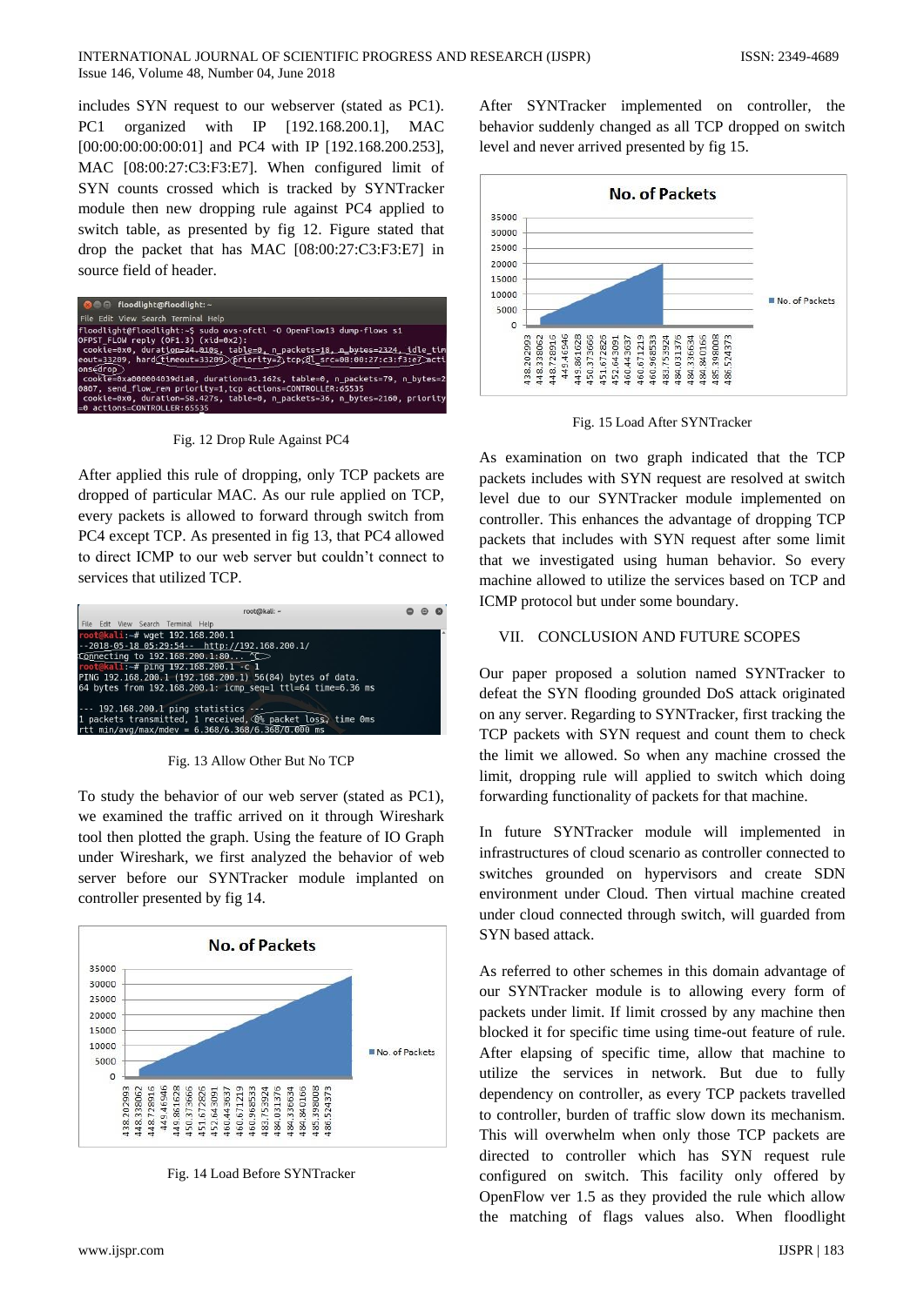includes SYN request to our webserver (stated as PC1). PC1 organized with IP [192.168.200.1], MAC [00:00:00:00:00:01] and PC4 with IP [192.168.200.253], MAC [08:00:27:C3:F3:E7]. When configured limit of SYN counts crossed which is tracked by SYNTracker module then new dropping rule against PC4 applied to switch table, as presented by fig 12. Figure stated that drop the packet that has MAC [08:00:27:C3:F3:E7] in source field of header.

Fig. 12 Drop Rule Against PC4

After applied this rule of dropping, only TCP packets are dropped of particular MAC. As our rule applied on TCP, every packets is allowed to forward through switch from PC4 except TCP. As presented in fig 13, that PC4 allowed to direct ICMP to our web server but couldn't connect to services that utilized TCP.

Fig. 13 Allow Other But No TCP

To study the behavior of our web server (stated as PC1), we examined the traffic arrived on it through Wireshark tool then plotted the graph. Using the feature of IO Graph under Wireshark, we first analyzed the behavior of web server before our SYNTracker module implanted on controller presented by fig 14.

Fig. 14 Load Before SYNTracker

After SYNTracker implemented on controller, the behavior suddenly changed as all TCP dropped on switch level and never arrived presented by fig 15.

Fig. 15 Load After SYNTracker

As examination on two graph indicated that the TCP packets includes with SYN request are resolved at switch level due to our SYNTracker module implemented on controller. This enhances the advantage of dropping TCP packets that includes with SYN request after some limit that we investigated using human behavior. So every machine allowed to utilize the services based on TCP and ICMP protocol but under some boundary.

## VII. CONCLUSION AND FUTURE SCOPES

Our paper proposed a solution named SYNTracker to defeat the SYN flooding grounded DoS attack originated on any server. Regarding to SYNTracker, first tracking the TCP packets with SYN request and count them to check the limit we allowed. So when any machine crossed the limit, dropping rule will applied to switch which doing forwarding functionality of packets for that machine.

In future SYNTracker module will implemented in infrastructures of cloud scenario as controller connected to switches grounded on hypervisors and create SDN environment under Cloud. Then virtual machine created under cloud connected through switch, will guarded from SYN based attack.

As referred to other schemes in this domain advantage of our SYNTracker module is to allowing every form of packets under limit. If limit crossed by any machine then blocked it for specific time using time-out feature of rule. After elapsing of specific time, allow that machine to utilize the services in network. But due to fully dependency on controller, as every TCP packets travelled to controller, burden of traffic slow down its mechanism. This will overwhelm when only those TCP packets are directed to controller which has SYN request rule configured on switch. This facility only offered by OpenFlow ver 1.5 as they provided the rule which allow the matching of flags values also. When floodlight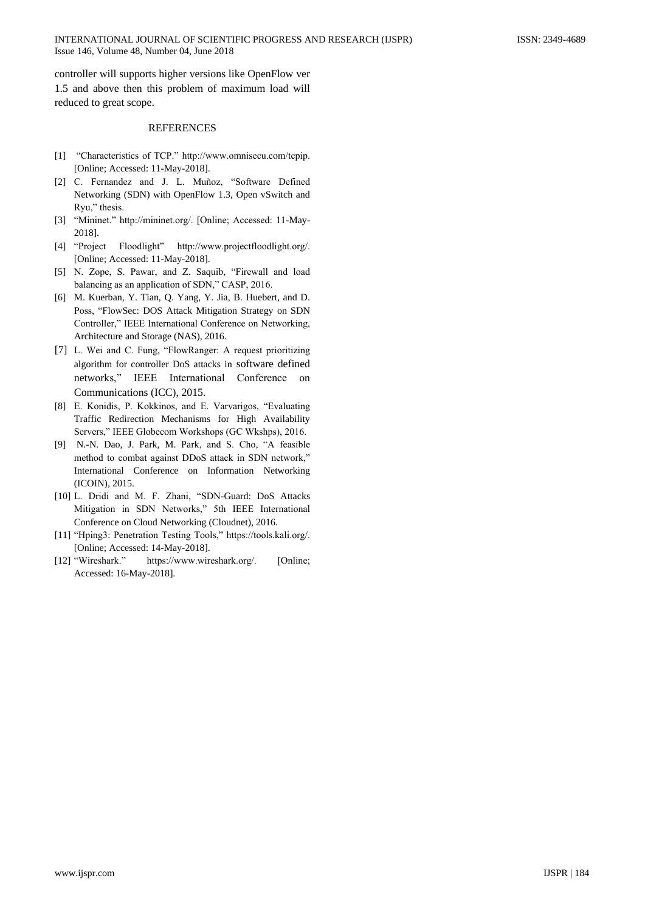controller will supports higher versions like OpenFlow ver 1.5 and above then this problem of maximum load will reduced to great scope.

## REFERENCES

[1] "Characteristics of TCP." http://www.omnisecu.com/tcpip. [Online; Accessed: 11-May-2018].

[2] C. Fernandez and J. L. Muñoz, "Software Defined Networking (SDN) with OpenFlow 1.3, Open vSwitch and Ryu," thesis.

[3] "Mininet." http://mininet.org/. [Online; Accessed: 11-May-2018].

[4] "Project Floodlight" http://www.projectfloodlight.org/. [Online; Accessed: 11-May-2018].

[5] N. Zope, S. Pawar, and Z. Saquib, "Firewall and load balancing as an application of SDN," CASP, 2016.

[6] M. Kuerban, Y. Tian, Q. Yang, Y. Jia, B. Huebert, and D. Poss, "FlowSec: DOS Attack Mitigation Strategy on SDN Controller," IEEE International Conference on Networking, Architecture and Storage (NAS), 2016.

[7] L. Wei and C. Fung, "FlowRanger: A request prioritizing algorithm for controller DoS attacks in software defined networks," IEEE International Conference on Communications (ICC), 2015.

[8] E. Konidis, P. Kokkinos, and E. Varvarigos, "Evaluating Traffic Redirection Mechanisms for High Availability Servers," IEEE Globecom Workshops (GC Wkshps), 2016.

[9] N.-N. Dao, J. Park, M. Park, and S. Cho, "A feasible method to combat against DDoS attack in SDN network," International Conference on Information Networking (ICOIN), 2015.

[10] L. Dridi and M. F. Zhani, "SDN-Guard: DoS Attacks Mitigation in SDN Networks," 5th IEEE International Conference on Cloud Networking (Cloudnet), 2016.

[11] "Hping3: Penetration Testing Tools," https://tools.kali.org/. [Online; Accessed: 14-May-2018].

[12] "Wireshark." https://www.wireshark.org/. [Online; Accessed: 16-May-2018].